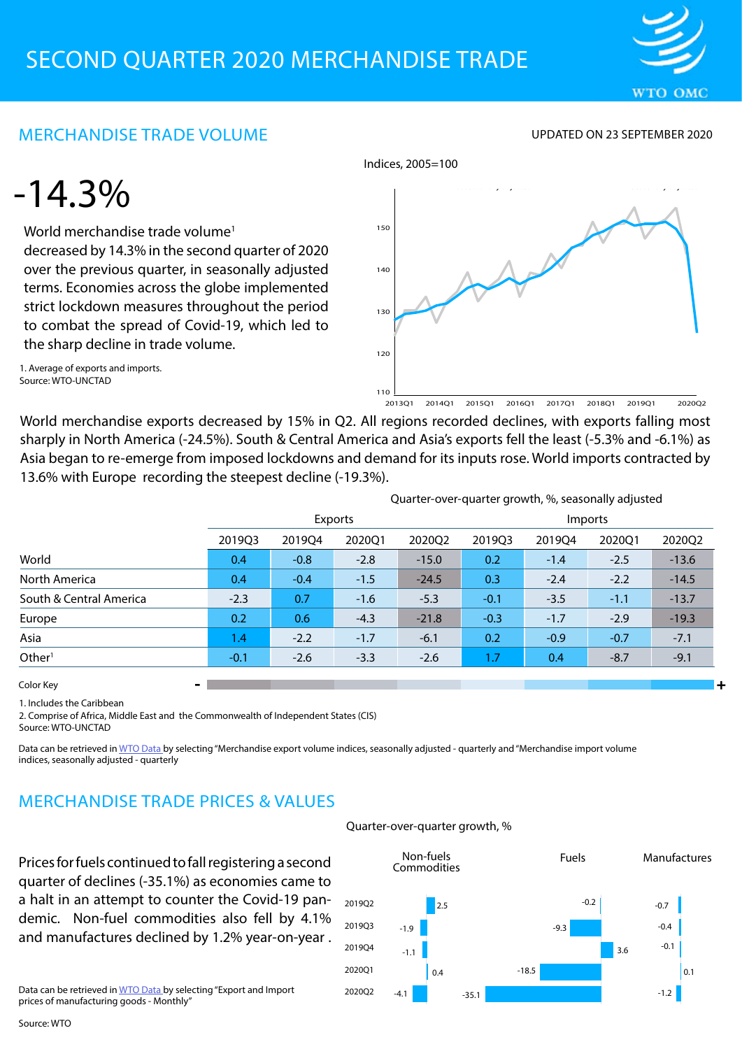# SECOND QUARTER 2020 MERCHANDISE TRADE

WTO OMC

## MERCHANDISE TRADE VOLUME

UPDATED ON 23 SEPTEMBER 2020

# -14.3%

World merchandise trade volume[1] decreased by 14.3% in the second quarter of 2020 over the previous quarter, in seasonally adjusted terms. Economies across the globe implemented strict lockdown measures throughout the period to combat the spread of Covid-19, which led to the sharp decline in trade volume.

1. Average of exports and imports.
Source: WTO-UNCTAD

Indices, 2005=100

World merchandise exports decreased by 15% in Q2. All regions recorded declines, with exports falling most sharply in North America (-24.5%). South & Central America and Asia's exports fell the least (-5.3% and -6.1%) as Asia began to re-emerge from imposed lockdowns and demand for its inputs rose. World imports contracted by 13.6% with Europe recording the steepest decline (-19.3%).

Quarter-over-quarter growth, %, seasonally adjusted

| | Exports | | | | Imports | | | |
|---|---|---|---|---|---|---|---|---|
| | 2019Q3 | 2019Q4 | 2020Q1 | 2020Q2 | 2019Q3 | 2019Q4 | 2020Q1 | 2020Q2 |
| World | 0.4 | -0.8 | -2.8 | -15.0 | 0.2 | -1.4 | -2.5 | -13.6 |
| North America | 0.4 | -0.4 | -1.5 | -24.5 | 0.3 | -2.4 | -2.2 | -14.5 |
| South & Central America | -2.3 | 0.7 | -1.6 | -5.3 | -0.1 | -3.5 | -1.1 | -13.7 |
| Europe | 0.2 | 0.6 | -4.3 | -21.8 | -0.3 | -1.7 | -2.9 | -19.3 |
| Asia | 1.4 | -2.2 | -1.7 | -6.1 | 0.2 | -0.9 | -0.7 | -7.1 |
| Other[1] | -0.1 | -2.6 | -3.3 | -2.6 | 1.7 | 0.4 | -8.7 | -9.1 |

Color Key - +

1. Includes the Caribbean
2. Comprise of Africa, Middle East and the Commonwealth of Independent States (CIS)
Source: WTO-UNCTAD

Data can be retrieved in WTO Data by selecting "Merchandise export volume indices, seasonally adjusted - quarterly and "Merchandise import volume indices, seasonally adjusted - quarterly

## MERCHANDISE TRADE PRICES & VALUES

Prices for fuels continued to fall registering a second quarter of declines (-35.1%) as economies came to a halt in an attempt to counter the Covid-19 pandemic. Non-fuel commodities also fell by 4.1% and manufactures declined by 1.2% year-on-year .

Quarter-over-quarter growth, %

| | Non-fuels Commodities | Fuels | Manufactures |
|---|---|---|---|
| 2019Q2 | 2.5 | -0.2 | -0.7 |
| 2019Q3 | -1.9 | -9.3 | -0.4 |
| 2019Q4 | -1.1 | 3.6 | -0.1 |
| 2020Q1 | 0.4 | -18.5 | 0.1 |
| 2020Q2 | -4.1 | -35.1 | -1.2 |

Data can be retrieved in WTO Data by selecting "Export and Import prices of manufacturing goods - Monthly"

Source: WTO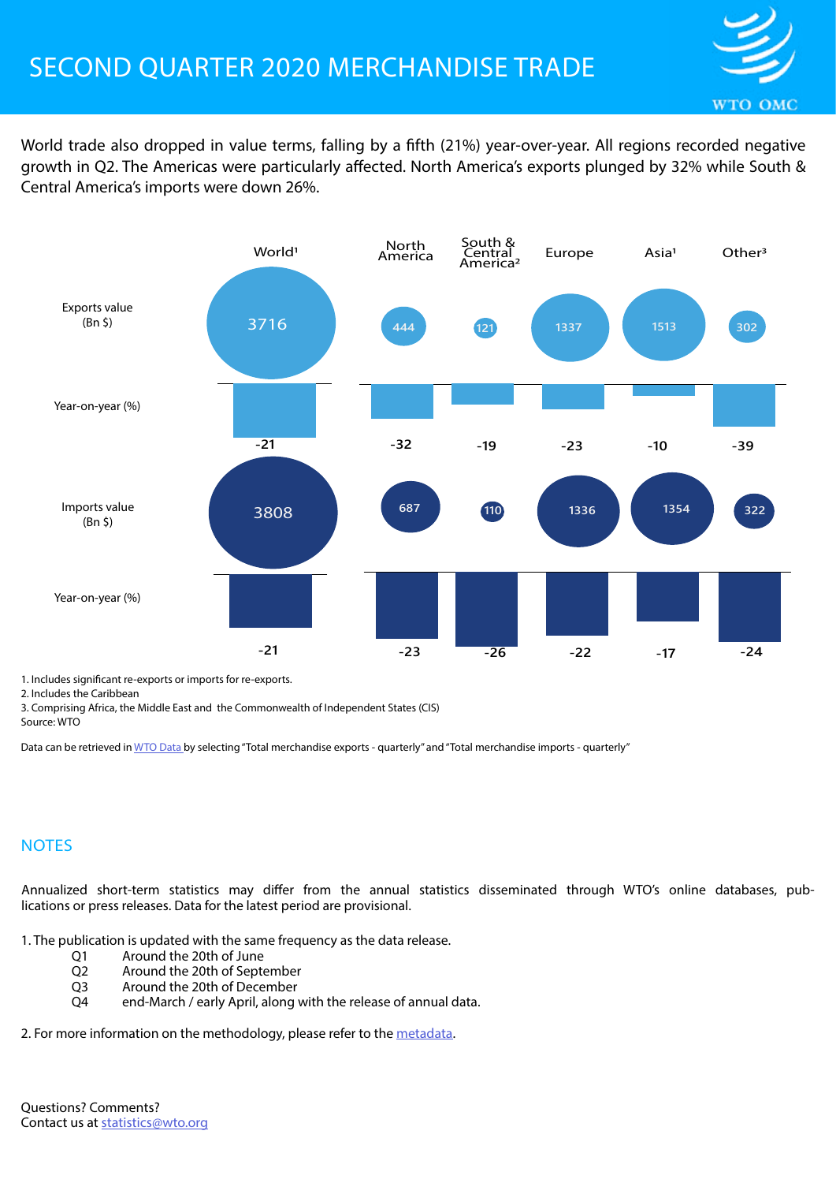# SECOND QUARTER 2020 MERCHANDISE TRADE

WTO OMC

World trade also dropped in value terms, falling by a fifth (21%) year-over-year. All regions recorded negative growth in Q2. The Americas were particularly affected. North America's exports plunged by 32% while South & Central America's imports were down 26%.

World[1]
North America
South & Central America[2]
Europe
Asia[1]
Other[3]

Exports value (Bn $)
3716
444
121
1337
1513
302

Year-on-year (%)
-21
-32
-19
-23
-10
-39

Imports value (Bn $)
3808
687
110
1336
1354
322

Year-on-year (%)
-21
-23
-26
-22
-17
-24

1. Includes significant re-exports or imports for re-exports.
2. Includes the Caribbean
3. Comprising Africa, the Middle East and the Commonwealth of Independent States (CIS)
Source: WTO

Data can be retrieved in WTO Data by selecting "Total merchandise exports - quarterly" and "Total merchandise imports - quarterly"

## NOTES

Annualized short-term statistics may differ from the annual statistics disseminated through WTO's online databases, publications or press releases. Data for the latest period are provisional.

1. The publication is updated with the same frequency as the data release.
   - Q1 Around the 20th of June
   - Q2 Around the 20th of September
   - Q3 Around the 20th of December
   - Q4 end-March / early April, along with the release of annual data.

2. For more information on the methodology, please refer to the metadata.

Questions? Comments?
Contact us at statistics@wto.org